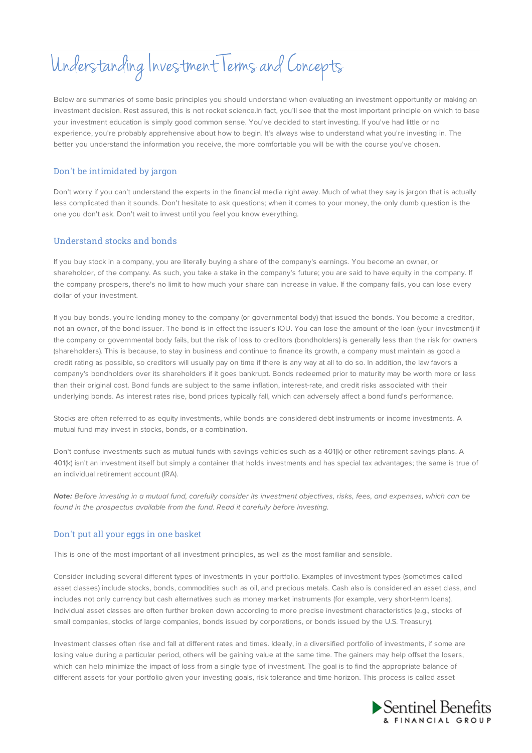# Understanding Investment Terms and Concepts

Below are summaries of some basic principles you should understand when evaluating an investment opportunity or making an investment decision. Rest assured, this is not rocket science.In fact, you'll see that the most important principle on which to base your investment education is simply good common sense. You've decided to start investing. If you've had little or no experience, you're probably apprehensive about how to begin. It's always wise to understand what you're investing in. The better you understand the information you receive, the more comfortable you will be with the course you've chosen.

## Don't be intimidated by jargon

Don't worry if you can't understand the experts in the financial media right away. Much of what they say is jargon that is actually less complicated than it sounds. Don't hesitate to ask questions; when it comes to your money, the only dumb question is the one you don't ask. Don't wait to invest until you feel you know everything.

## Understand stocks and bonds

If you buy stock in a company, you are literally buying a share of the company's earnings. You become an owner, or shareholder, of the company. As such, you take a stake in the company's future; you are said to have equity in the company. If the company prospers, there's no limit to how much your share can increase in value. If the company fails, you can lose every dollar of your investment.

If you buy bonds, you're lending money to the company (or governmental body) that issued the bonds. You become a creditor, not an owner, of the bond issuer. The bond is in effect the issuer's IOU. You can lose the amount of the loan (your investment) if the company or governmental body fails, but the risk of loss to creditors (bondholders) is generally less than the risk for owners (shareholders). This is because, to stay in business and continue to finance its growth, a company must maintain as good a credit rating as possible, so creditors will usually pay on time if there is any way at all to do so. In addition, the law favors a company's bondholders over its shareholders if it goes bankrupt. Bonds redeemed prior to maturity may be worth more or less than their original cost. Bond funds are subject to the same inflation, interest-rate, and credit risks associated with their underlying bonds. As interest rates rise, bond prices typically fall, which can adversely affect a bond fund's performance.

Stocks are often referred to as equity investments, while bonds are considered debt instruments or income investments. A mutual fund may invest in stocks, bonds, or a combination.

Don't confuse investments such as mutual funds with savings vehicles such as a 401(k) or other retirement savings plans. A 401(k) isn't an investment itself but simply a container that holds investments and has special tax advantages; the same is true of an individual retirement account (IRA).

***Note:*** *Before investing in a mutual fund, carefully consider its investment objectives, risks, fees, and expenses, which can be found in the prospectus available from the fund. Read it carefully before investing.*

## Don't put all your eggs in one basket

This is one of the most important of all investment principles, as well as the most familiar and sensible.

Consider including several different types of investments in your portfolio. Examples of investment types (sometimes called asset classes) include stocks, bonds, commodities such as oil, and precious metals. Cash also is considered an asset class, and includes not only currency but cash alternatives such as money market instruments (for example, very short-term loans). Individual asset classes are often further broken down according to more precise investment characteristics (e.g., stocks of small companies, stocks of large companies, bonds issued by corporations, or bonds issued by the U.S. Treasury).

Investment classes often rise and fall at different rates and times. Ideally, in a diversified portfolio of investments, if some are losing value during a particular period, others will be gaining value at the same time. The gainers may help offset the losers, which can help minimize the impact of loss from a single type of investment. The goal is to find the appropriate balance of different assets for your portfolio given your investing goals, risk tolerance and time horizon. This process is called asset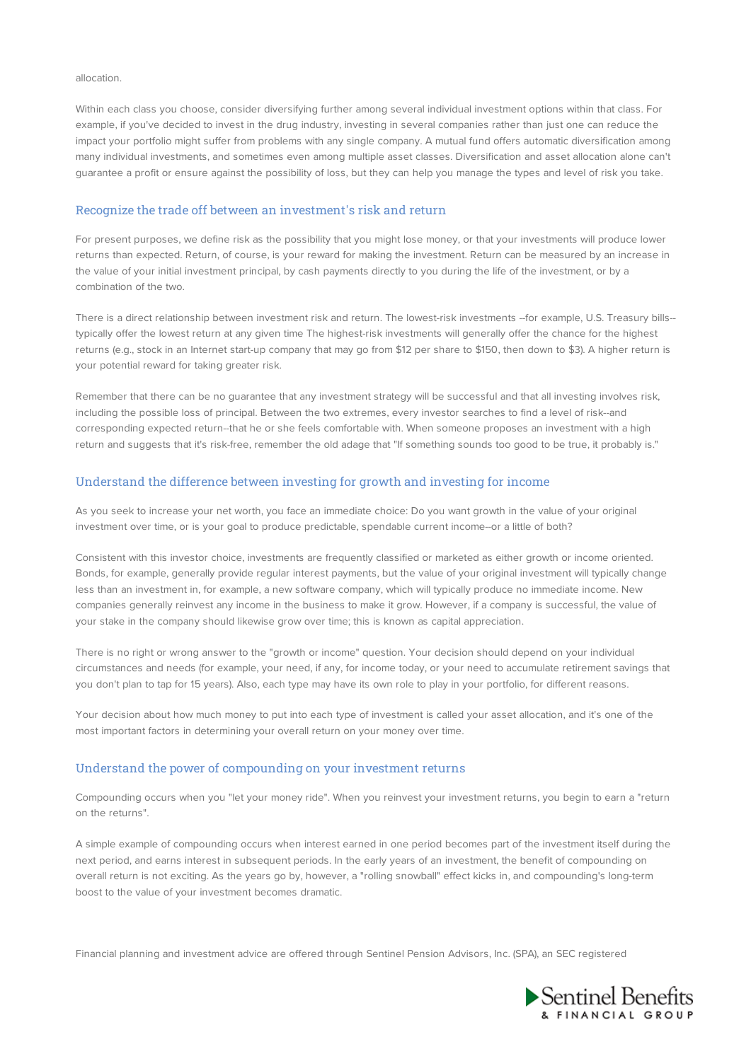allocation.

Within each class you choose, consider diversifying further among several individual investment options within that class. For example, if you've decided to invest in the drug industry, investing in several companies rather than just one can reduce the impact your portfolio might suffer from problems with any single company. A mutual fund offers automatic diversification among many individual investments, and sometimes even among multiple asset classes. Diversification and asset allocation alone can't guarantee a profit or ensure against the possibility of loss, but they can help you manage the types and level of risk you take.

## Recognize the trade off between an investment's risk and return

For present purposes, we define risk as the possibility that you might lose money, or that your investments will produce lower returns than expected. Return, of course, is your reward for making the investment. Return can be measured by an increase in the value of your initial investment principal, by cash payments directly to you during the life of the investment, or by a combination of the two.

There is a direct relationship between investment risk and return. The lowest-risk investments --for example, U.S. Treasury bills-- typically offer the lowest return at any given time The highest-risk investments will generally offer the chance for the highest returns (e.g., stock in an Internet start-up company that may go from $12 per share to $150, then down to $3). A higher return is your potential reward for taking greater risk.

Remember that there can be no guarantee that any investment strategy will be successful and that all investing involves risk, including the possible loss of principal. Between the two extremes, every investor searches to find a level of risk--and corresponding expected return--that he or she feels comfortable with. When someone proposes an investment with a high return and suggests that it's risk-free, remember the old adage that "If something sounds too good to be true, it probably is."

## Understand the difference between investing for growth and investing for income

As you seek to increase your net worth, you face an immediate choice: Do you want growth in the value of your original investment over time, or is your goal to produce predictable, spendable current income--or a little of both?

Consistent with this investor choice, investments are frequently classified or marketed as either growth or income oriented. Bonds, for example, generally provide regular interest payments, but the value of your original investment will typically change less than an investment in, for example, a new software company, which will typically produce no immediate income. New companies generally reinvest any income in the business to make it grow. However, if a company is successful, the value of your stake in the company should likewise grow over time; this is known as capital appreciation.

There is no right or wrong answer to the "growth or income" question. Your decision should depend on your individual circumstances and needs (for example, your need, if any, for income today, or your need to accumulate retirement savings that you don't plan to tap for 15 years). Also, each type may have its own role to play in your portfolio, for different reasons.

Your decision about how much money to put into each type of investment is called your asset allocation, and it's one of the most important factors in determining your overall return on your money over time.

## Understand the power of compounding on your investment returns

Compounding occurs when you "let your money ride". When you reinvest your investment returns, you begin to earn a "return on the returns".

A simple example of compounding occurs when interest earned in one period becomes part of the investment itself during the next period, and earns interest in subsequent periods. In the early years of an investment, the benefit of compounding on overall return is not exciting. As the years go by, however, a "rolling snowball" effect kicks in, and compounding's long-term boost to the value of your investment becomes dramatic.

Financial planning and investment advice are offered through Sentinel Pension Advisors, Inc. (SPA), an SEC registered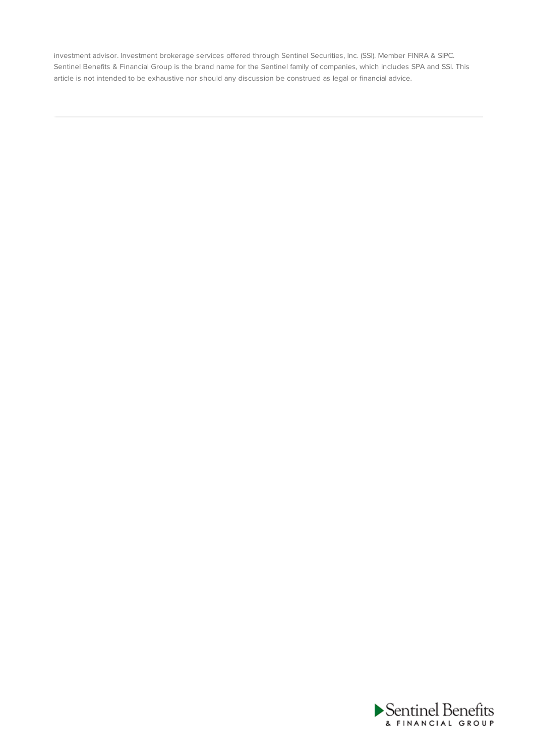investment advisor. Investment brokerage services offered through Sentinel Securities, Inc. (SSI). Member FINRA & SIPC. Sentinel Benefits & Financial Group is the brand name for the Sentinel family of companies, which includes SPA and SSI. This article is not intended to be exhaustive nor should any discussion be construed as legal or financial advice.

---